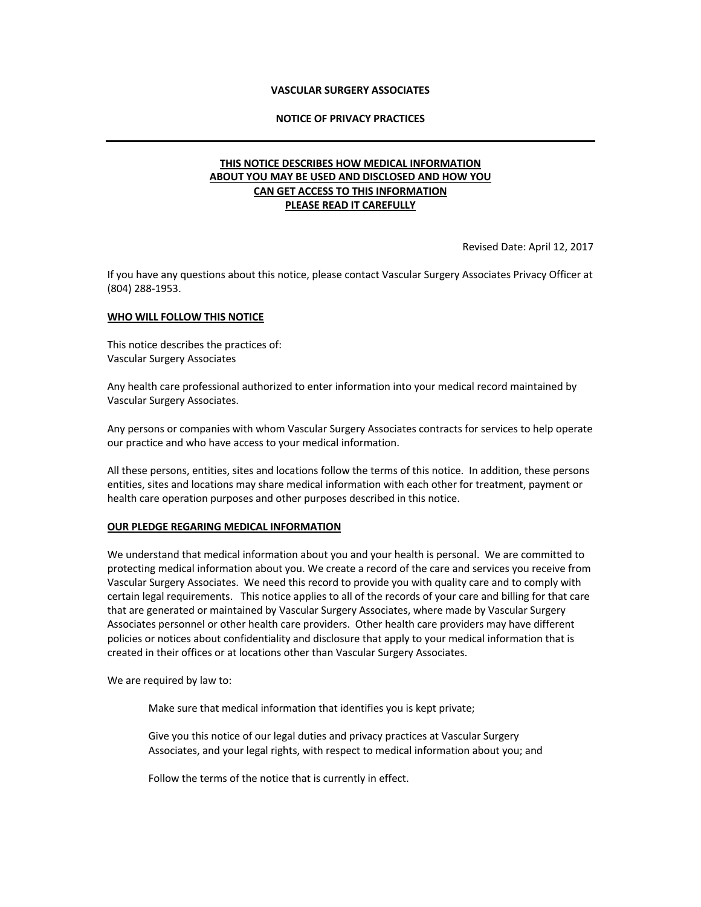**VASCULAR SURGERY ASSOCIATES**

**NOTICE OF PRIVACY PRACTICES**

---

**THIS NOTICE DESCRIBES HOW MEDICAL INFORMATION ABOUT YOU MAY BE USED AND DISCLOSED AND HOW YOU CAN GET ACCESS TO THIS INFORMATION PLEASE READ IT CAREFULLY**

Revised Date: April 12, 2017

If you have any questions about this notice, please contact Vascular Surgery Associates Privacy Officer at (804) 288-1953.

**WHO WILL FOLLOW THIS NOTICE**

This notice describes the practices of:
Vascular Surgery Associates

Any health care professional authorized to enter information into your medical record maintained by Vascular Surgery Associates.

Any persons or companies with whom Vascular Surgery Associates contracts for services to help operate our practice and who have access to your medical information.

All these persons, entities, sites and locations follow the terms of this notice. In addition, these persons entities, sites and locations may share medical information with each other for treatment, payment or health care operation purposes and other purposes described in this notice.

**OUR PLEDGE REGARING MEDICAL INFORMATION**

We understand that medical information about you and your health is personal. We are committed to protecting medical information about you. We create a record of the care and services you receive from Vascular Surgery Associates. We need this record to provide you with quality care and to comply with certain legal requirements. This notice applies to all of the records of your care and billing for that care that are generated or maintained by Vascular Surgery Associates, where made by Vascular Surgery Associates personnel or other health care providers. Other health care providers may have different policies or notices about confidentiality and disclosure that apply to your medical information that is created in their offices or at locations other than Vascular Surgery Associates.

We are required by law to:

> Make sure that medical information that identifies you is kept private;
>
> Give you this notice of our legal duties and privacy practices at Vascular Surgery Associates, and your legal rights, with respect to medical information about you; and
>
> Follow the terms of the notice that is currently in effect.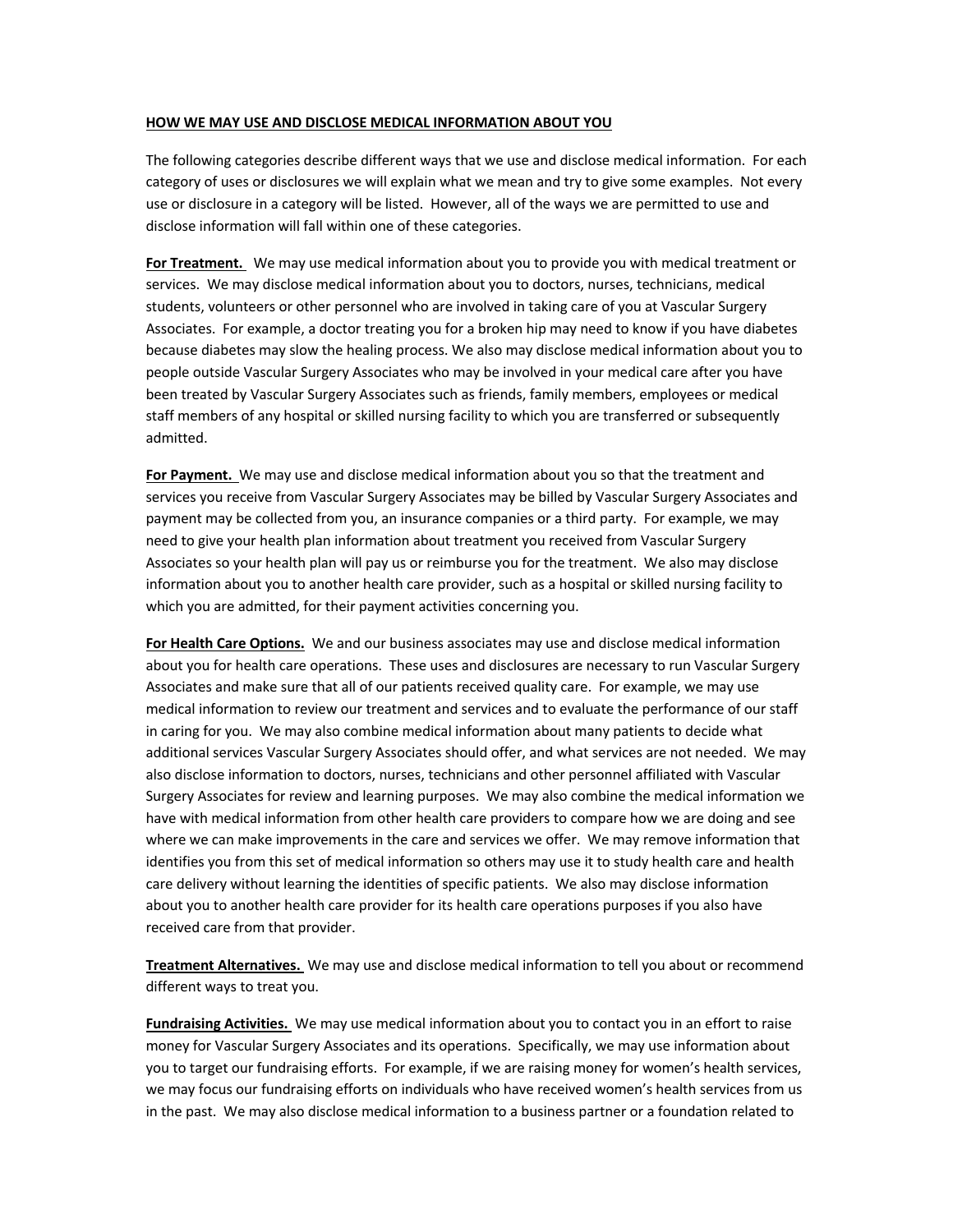**HOW WE MAY USE AND DISCLOSE MEDICAL INFORMATION ABOUT YOU**

The following categories describe different ways that we use and disclose medical information. For each category of uses or disclosures we will explain what we mean and try to give some examples. Not every use or disclosure in a category will be listed. However, all of the ways we are permitted to use and disclose information will fall within one of these categories.

**For Treatment.** We may use medical information about you to provide you with medical treatment or services. We may disclose medical information about you to doctors, nurses, technicians, medical students, volunteers or other personnel who are involved in taking care of you at Vascular Surgery Associates. For example, a doctor treating you for a broken hip may need to know if you have diabetes because diabetes may slow the healing process. We also may disclose medical information about you to people outside Vascular Surgery Associates who may be involved in your medical care after you have been treated by Vascular Surgery Associates such as friends, family members, employees or medical staff members of any hospital or skilled nursing facility to which you are transferred or subsequently admitted.

**For Payment.** We may use and disclose medical information about you so that the treatment and services you receive from Vascular Surgery Associates may be billed by Vascular Surgery Associates and payment may be collected from you, an insurance companies or a third party. For example, we may need to give your health plan information about treatment you received from Vascular Surgery Associates so your health plan will pay us or reimburse you for the treatment. We also may disclose information about you to another health care provider, such as a hospital or skilled nursing facility to which you are admitted, for their payment activities concerning you.

**For Health Care Options.** We and our business associates may use and disclose medical information about you for health care operations. These uses and disclosures are necessary to run Vascular Surgery Associates and make sure that all of our patients received quality care. For example, we may use medical information to review our treatment and services and to evaluate the performance of our staff in caring for you. We may also combine medical information about many patients to decide what additional services Vascular Surgery Associates should offer, and what services are not needed. We may also disclose information to doctors, nurses, technicians and other personnel affiliated with Vascular Surgery Associates for review and learning purposes. We may also combine the medical information we have with medical information from other health care providers to compare how we are doing and see where we can make improvements in the care and services we offer. We may remove information that identifies you from this set of medical information so others may use it to study health care and health care delivery without learning the identities of specific patients. We also may disclose information about you to another health care provider for its health care operations purposes if you also have received care from that provider.

**Treatment Alternatives.** We may use and disclose medical information to tell you about or recommend different ways to treat you.

**Fundraising Activities.** We may use medical information about you to contact you in an effort to raise money for Vascular Surgery Associates and its operations. Specifically, we may use information about you to target our fundraising efforts. For example, if we are raising money for women's health services, we may focus our fundraising efforts on individuals who have received women's health services from us in the past. We may also disclose medical information to a business partner or a foundation related to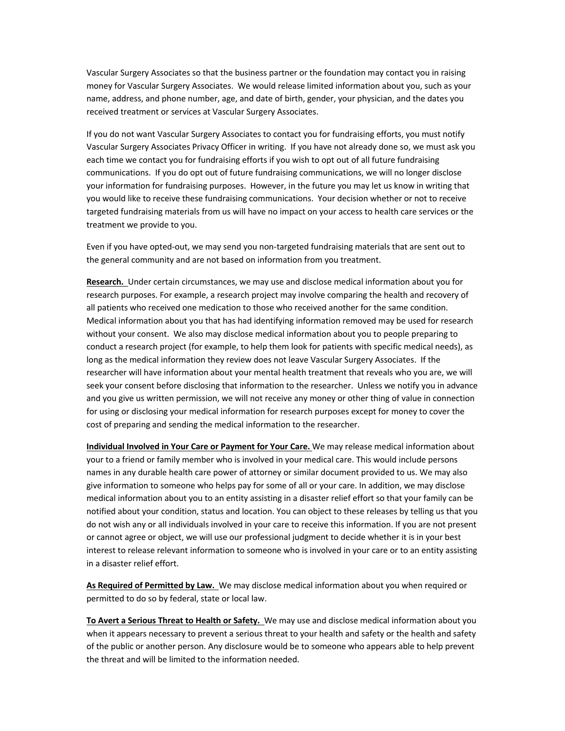Vascular Surgery Associates so that the business partner or the foundation may contact you in raising money for Vascular Surgery Associates. We would release limited information about you, such as your name, address, and phone number, age, and date of birth, gender, your physician, and the dates you received treatment or services at Vascular Surgery Associates.

If you do not want Vascular Surgery Associates to contact you for fundraising efforts, you must notify Vascular Surgery Associates Privacy Officer in writing. If you have not already done so, we must ask you each time we contact you for fundraising efforts if you wish to opt out of all future fundraising communications. If you do opt out of future fundraising communications, we will no longer disclose your information for fundraising purposes. However, in the future you may let us know in writing that you would like to receive these fundraising communications. Your decision whether or not to receive targeted fundraising materials from us will have no impact on your access to health care services or the treatment we provide to you.

Even if you have opted-out, we may send you non-targeted fundraising materials that are sent out to the general community and are not based on information from you treatment.

**Research.** Under certain circumstances, we may use and disclose medical information about you for research purposes. For example, a research project may involve comparing the health and recovery of all patients who received one medication to those who received another for the same condition. Medical information about you that has had identifying information removed may be used for research without your consent. We also may disclose medical information about you to people preparing to conduct a research project (for example, to help them look for patients with specific medical needs), as long as the medical information they review does not leave Vascular Surgery Associates. If the researcher will have information about your mental health treatment that reveals who you are, we will seek your consent before disclosing that information to the researcher. Unless we notify you in advance and you give us written permission, we will not receive any money or other thing of value in connection for using or disclosing your medical information for research purposes except for money to cover the cost of preparing and sending the medical information to the researcher.

**Individual Involved in Your Care or Payment for Your Care.** We may release medical information about your to a friend or family member who is involved in your medical care. This would include persons names in any durable health care power of attorney or similar document provided to us. We may also give information to someone who helps pay for some of all or your care. In addition, we may disclose medical information about you to an entity assisting in a disaster relief effort so that your family can be notified about your condition, status and location. You can object to these releases by telling us that you do not wish any or all individuals involved in your care to receive this information. If you are not present or cannot agree or object, we will use our professional judgment to decide whether it is in your best interest to release relevant information to someone who is involved in your care or to an entity assisting in a disaster relief effort.

**As Required of Permitted by Law.** We may disclose medical information about you when required or permitted to do so by federal, state or local law.

**To Avert a Serious Threat to Health or Safety.** We may use and disclose medical information about you when it appears necessary to prevent a serious threat to your health and safety or the health and safety of the public or another person. Any disclosure would be to someone who appears able to help prevent the threat and will be limited to the information needed.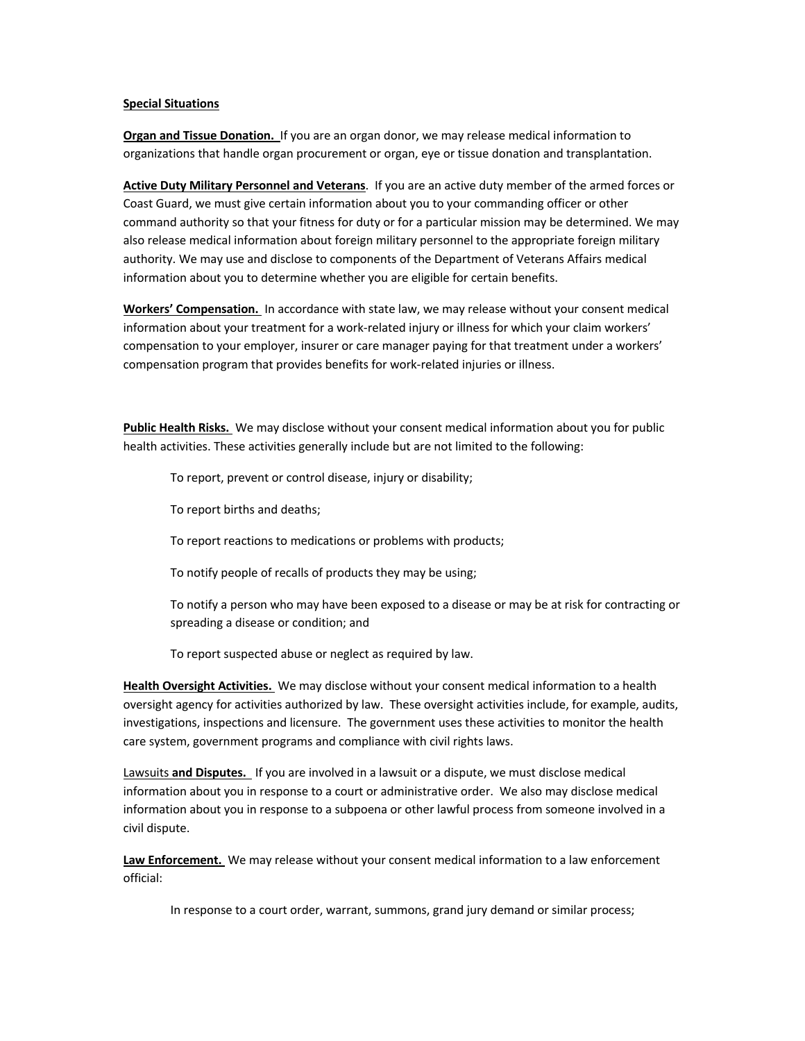**Special Situations**

**Organ and Tissue Donation.** If you are an organ donor, we may release medical information to organizations that handle organ procurement or organ, eye or tissue donation and transplantation.

**Active Duty Military Personnel and Veterans**. If you are an active duty member of the armed forces or Coast Guard, we must give certain information about you to your commanding officer or other command authority so that your fitness for duty or for a particular mission may be determined. We may also release medical information about foreign military personnel to the appropriate foreign military authority. We may use and disclose to components of the Department of Veterans Affairs medical information about you to determine whether you are eligible for certain benefits.

**Workers' Compensation.** In accordance with state law, we may release without your consent medical information about your treatment for a work-related injury or illness for which your claim workers' compensation to your employer, insurer or care manager paying for that treatment under a workers' compensation program that provides benefits for work-related injuries or illness.

**Public Health Risks.** We may disclose without your consent medical information about you for public health activities. These activities generally include but are not limited to the following:

To report, prevent or control disease, injury or disability;

To report births and deaths;

To report reactions to medications or problems with products;

To notify people of recalls of products they may be using;

To notify a person who may have been exposed to a disease or may be at risk for contracting or spreading a disease or condition; and

To report suspected abuse or neglect as required by law.

**Health Oversight Activities.** We may disclose without your consent medical information to a health oversight agency for activities authorized by law. These oversight activities include, for example, audits, investigations, inspections and licensure. The government uses these activities to monitor the health care system, government programs and compliance with civil rights laws.

Lawsuits **and Disputes.** If you are involved in a lawsuit or a dispute, we must disclose medical information about you in response to a court or administrative order. We also may disclose medical information about you in response to a subpoena or other lawful process from someone involved in a civil dispute.

**Law Enforcement.** We may release without your consent medical information to a law enforcement official:

In response to a court order, warrant, summons, grand jury demand or similar process;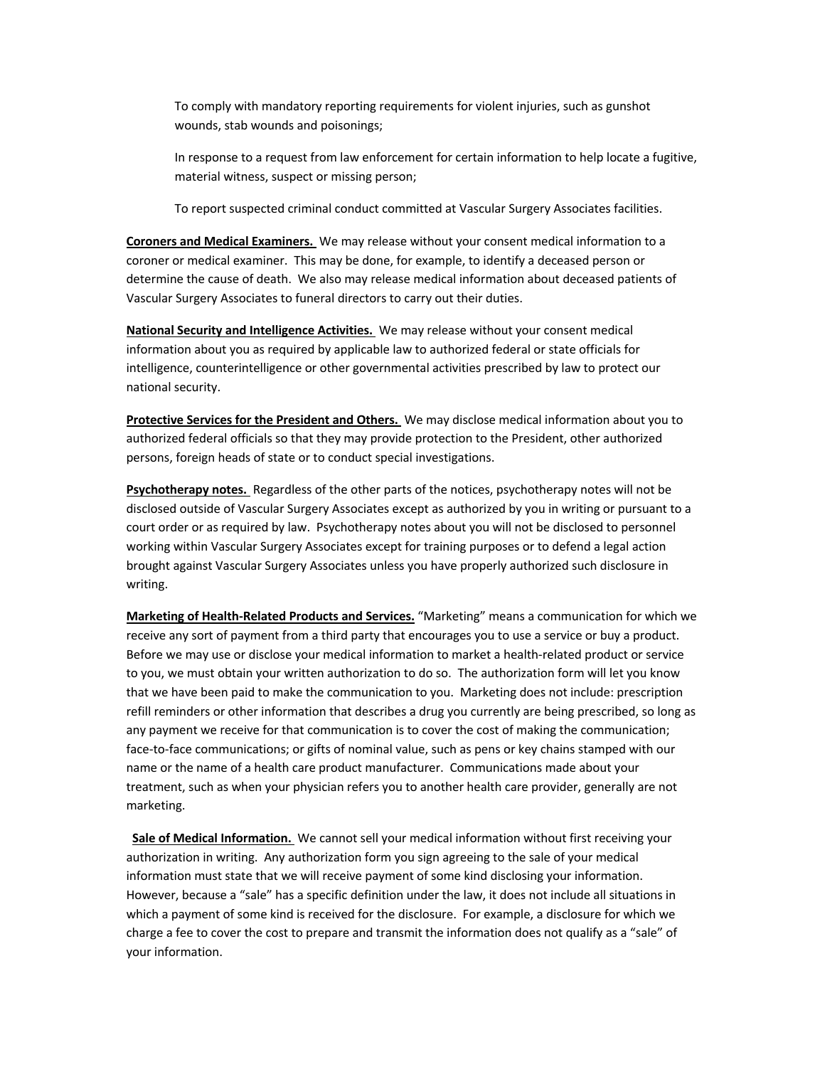To comply with mandatory reporting requirements for violent injuries, such as gunshot wounds, stab wounds and poisonings;

In response to a request from law enforcement for certain information to help locate a fugitive, material witness, suspect or missing person;

To report suspected criminal conduct committed at Vascular Surgery Associates facilities.

**Coroners and Medical Examiners.** We may release without your consent medical information to a coroner or medical examiner. This may be done, for example, to identify a deceased person or determine the cause of death. We also may release medical information about deceased patients of Vascular Surgery Associates to funeral directors to carry out their duties.

**National Security and Intelligence Activities.** We may release without your consent medical information about you as required by applicable law to authorized federal or state officials for intelligence, counterintelligence or other governmental activities prescribed by law to protect our national security.

**Protective Services for the President and Others.** We may disclose medical information about you to authorized federal officials so that they may provide protection to the President, other authorized persons, foreign heads of state or to conduct special investigations.

**Psychotherapy notes.** Regardless of the other parts of the notices, psychotherapy notes will not be disclosed outside of Vascular Surgery Associates except as authorized by you in writing or pursuant to a court order or as required by law. Psychotherapy notes about you will not be disclosed to personnel working within Vascular Surgery Associates except for training purposes or to defend a legal action brought against Vascular Surgery Associates unless you have properly authorized such disclosure in writing.

**Marketing of Health-Related Products and Services.** "Marketing" means a communication for which we receive any sort of payment from a third party that encourages you to use a service or buy a product. Before we may use or disclose your medical information to market a health-related product or service to you, we must obtain your written authorization to do so. The authorization form will let you know that we have been paid to make the communication to you. Marketing does not include: prescription refill reminders or other information that describes a drug you currently are being prescribed, so long as any payment we receive for that communication is to cover the cost of making the communication; face-to-face communications; or gifts of nominal value, such as pens or key chains stamped with our name or the name of a health care product manufacturer. Communications made about your treatment, such as when your physician refers you to another health care provider, generally are not marketing.

**Sale of Medical Information.** We cannot sell your medical information without first receiving your authorization in writing. Any authorization form you sign agreeing to the sale of your medical information must state that we will receive payment of some kind disclosing your information. However, because a "sale" has a specific definition under the law, it does not include all situations in which a payment of some kind is received for the disclosure. For example, a disclosure for which we charge a fee to cover the cost to prepare and transmit the information does not qualify as a "sale" of your information.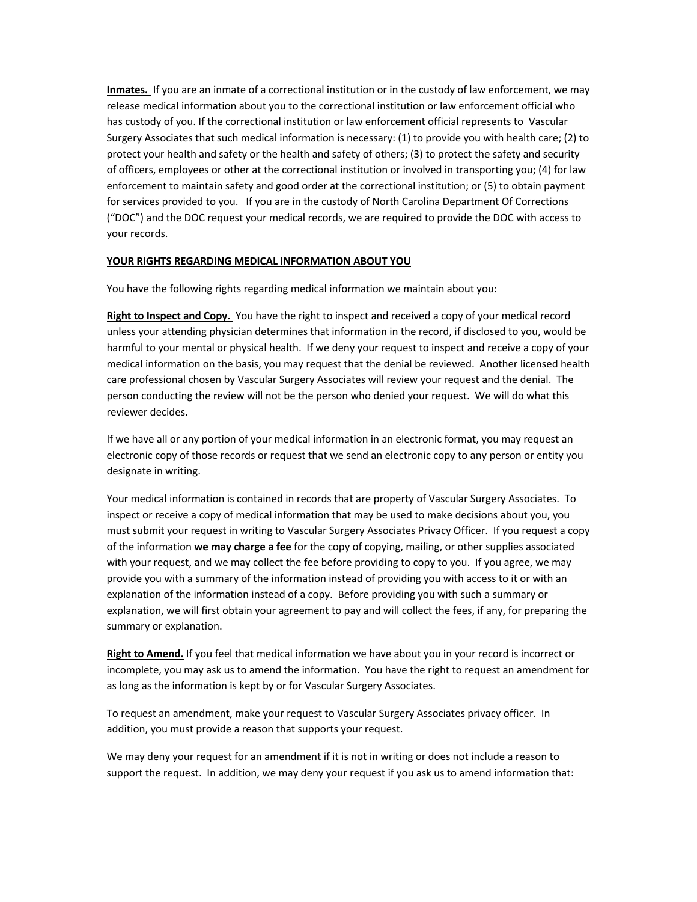**<u>Inmates.</u>** If you are an inmate of a correctional institution or in the custody of law enforcement, we may release medical information about you to the correctional institution or law enforcement official who has custody of you. If the correctional institution or law enforcement official represents to Vascular Surgery Associates that such medical information is necessary: (1) to provide you with health care; (2) to protect your health and safety or the health and safety of others; (3) to protect the safety and security of officers, employees or other at the correctional institution or involved in transporting you; (4) for law enforcement to maintain safety and good order at the correctional institution; or (5) to obtain payment for services provided to you. If you are in the custody of North Carolina Department Of Corrections ("DOC") and the DOC request your medical records, we are required to provide the DOC with access to your records.

**<u>YOUR RIGHTS REGARDING MEDICAL INFORMATION ABOUT YOU</u>**

You have the following rights regarding medical information we maintain about you:

**<u>Right to Inspect and Copy.</u>** You have the right to inspect and received a copy of your medical record unless your attending physician determines that information in the record, if disclosed to you, would be harmful to your mental or physical health. If we deny your request to inspect and receive a copy of your medical information on the basis, you may request that the denial be reviewed. Another licensed health care professional chosen by Vascular Surgery Associates will review your request and the denial. The person conducting the review will not be the person who denied your request. We will do what this reviewer decides.

If we have all or any portion of your medical information in an electronic format, you may request an electronic copy of those records or request that we send an electronic copy to any person or entity you designate in writing.

Your medical information is contained in records that are property of Vascular Surgery Associates. To inspect or receive a copy of medical information that may be used to make decisions about you, you must submit your request in writing to Vascular Surgery Associates Privacy Officer. If you request a copy of the information **we may charge a fee** for the copy of copying, mailing, or other supplies associated with your request, and we may collect the fee before providing to copy to you. If you agree, we may provide you with a summary of the information instead of providing you with access to it or with an explanation of the information instead of a copy. Before providing you with such a summary or explanation, we will first obtain your agreement to pay and will collect the fees, if any, for preparing the summary or explanation.

**<u>Right to Amend.</u>** If you feel that medical information we have about you in your record is incorrect or incomplete, you may ask us to amend the information. You have the right to request an amendment for as long as the information is kept by or for Vascular Surgery Associates.

To request an amendment, make your request to Vascular Surgery Associates privacy officer. In addition, you must provide a reason that supports your request.

We may deny your request for an amendment if it is not in writing or does not include a reason to support the request. In addition, we may deny your request if you ask us to amend information that: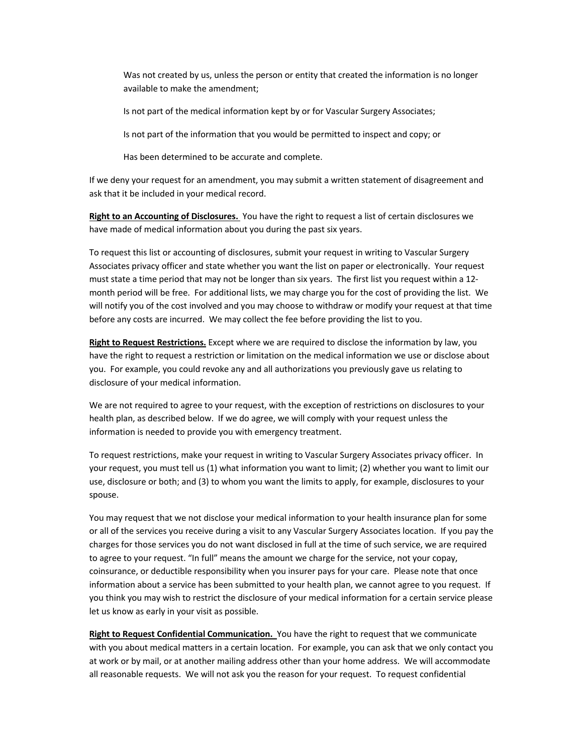Was not created by us, unless the person or entity that created the information is no longer available to make the amendment;

Is not part of the medical information kept by or for Vascular Surgery Associates;

Is not part of the information that you would be permitted to inspect and copy; or

Has been determined to be accurate and complete.

If we deny your request for an amendment, you may submit a written statement of disagreement and ask that it be included in your medical record.

**Right to an Accounting of Disclosures.** You have the right to request a list of certain disclosures we have made of medical information about you during the past six years.

To request this list or accounting of disclosures, submit your request in writing to Vascular Surgery Associates privacy officer and state whether you want the list on paper or electronically. Your request must state a time period that may not be longer than six years. The first list you request within a 12-month period will be free. For additional lists, we may charge you for the cost of providing the list. We will notify you of the cost involved and you may choose to withdraw or modify your request at that time before any costs are incurred. We may collect the fee before providing the list to you.

**Right to Request Restrictions.** Except where we are required to disclose the information by law, you have the right to request a restriction or limitation on the medical information we use or disclose about you. For example, you could revoke any and all authorizations you previously gave us relating to disclosure of your medical information.

We are not required to agree to your request, with the exception of restrictions on disclosures to your health plan, as described below. If we do agree, we will comply with your request unless the information is needed to provide you with emergency treatment.

To request restrictions, make your request in writing to Vascular Surgery Associates privacy officer. In your request, you must tell us (1) what information you want to limit; (2) whether you want to limit our use, disclosure or both; and (3) to whom you want the limits to apply, for example, disclosures to your spouse.

You may request that we not disclose your medical information to your health insurance plan for some or all of the services you receive during a visit to any Vascular Surgery Associates location. If you pay the charges for those services you do not want disclosed in full at the time of such service, we are required to agree to your request. "In full" means the amount we charge for the service, not your copay, coinsurance, or deductible responsibility when you insurer pays for your care. Please note that once information about a service has been submitted to your health plan, we cannot agree to you request. If you think you may wish to restrict the disclosure of your medical information for a certain service please let us know as early in your visit as possible.

**Right to Request Confidential Communication.** You have the right to request that we communicate with you about medical matters in a certain location. For example, you can ask that we only contact you at work or by mail, or at another mailing address other than your home address. We will accommodate all reasonable requests. We will not ask you the reason for your request. To request confidential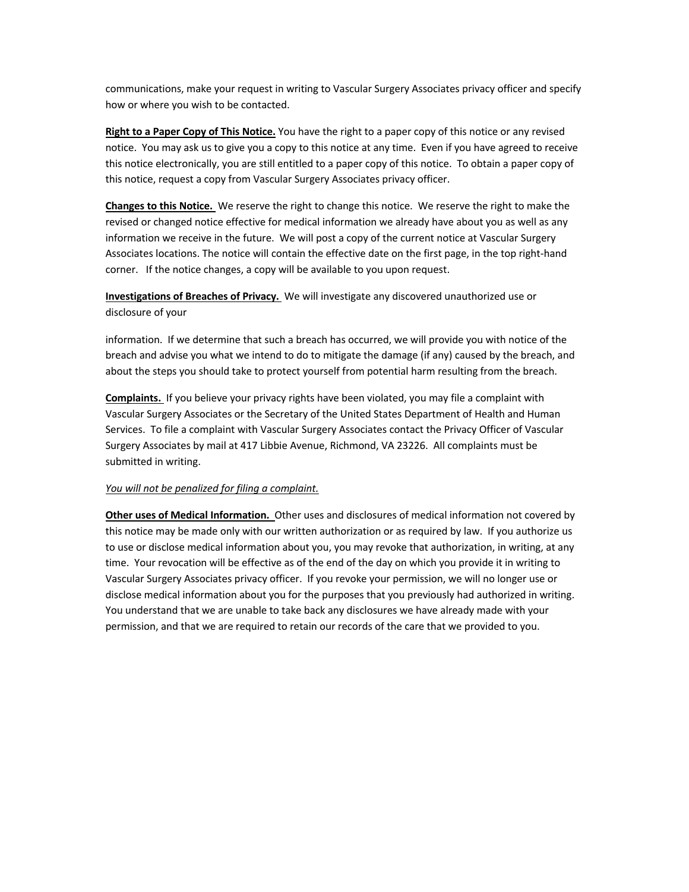communications, make your request in writing to Vascular Surgery Associates privacy officer and specify how or where you wish to be contacted.

**Right to a Paper Copy of This Notice.** You have the right to a paper copy of this notice or any revised notice. You may ask us to give you a copy to this notice at any time. Even if you have agreed to receive this notice electronically, you are still entitled to a paper copy of this notice. To obtain a paper copy of this notice, request a copy from Vascular Surgery Associates privacy officer.

**Changes to this Notice.** We reserve the right to change this notice. We reserve the right to make the revised or changed notice effective for medical information we already have about you as well as any information we receive in the future. We will post a copy of the current notice at Vascular Surgery Associates locations. The notice will contain the effective date on the first page, in the top right-hand corner. If the notice changes, a copy will be available to you upon request.

**Investigations of Breaches of Privacy.** We will investigate any discovered unauthorized use or disclosure of your information. If we determine that such a breach has occurred, we will provide you with notice of the breach and advise you what we intend to do to mitigate the damage (if any) caused by the breach, and about the steps you should take to protect yourself from potential harm resulting from the breach.

**Complaints.** If you believe your privacy rights have been violated, you may file a complaint with Vascular Surgery Associates or the Secretary of the United States Department of Health and Human Services. To file a complaint with Vascular Surgery Associates contact the Privacy Officer of Vascular Surgery Associates by mail at 417 Libbie Avenue, Richmond, VA 23226. All complaints must be submitted in writing.

*You will not be penalized for filing a complaint.*

**Other uses of Medical Information.** Other uses and disclosures of medical information not covered by this notice may be made only with our written authorization or as required by law. If you authorize us to use or disclose medical information about you, you may revoke that authorization, in writing, at any time. Your revocation will be effective as of the end of the day on which you provide it in writing to Vascular Surgery Associates privacy officer. If you revoke your permission, we will no longer use or disclose medical information about you for the purposes that you previously had authorized in writing. You understand that we are unable to take back any disclosures we have already made with your permission, and that we are required to retain our records of the care that we provided to you.